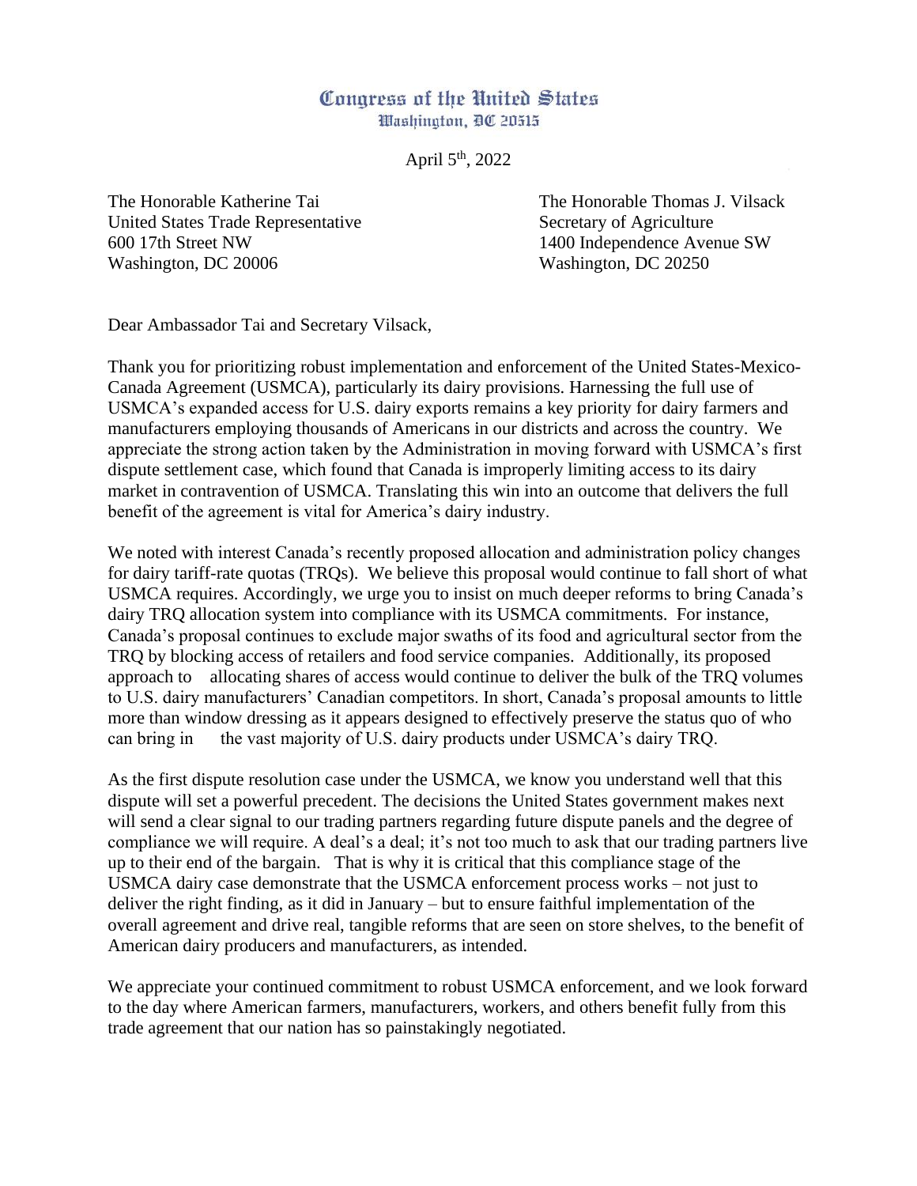# Congress of the United States
Washington, DC 20515

April 5th, 2022

The Honorable Katherine Tai
United States Trade Representative
600 17th Street NW
Washington, DC 20006

The Honorable Thomas J. Vilsack
Secretary of Agriculture
1400 Independence Avenue SW
Washington, DC 20250

Dear Ambassador Tai and Secretary Vilsack,

Thank you for prioritizing robust implementation and enforcement of the United States-Mexico-Canada Agreement (USMCA), particularly its dairy provisions. Harnessing the full use of USMCA's expanded access for U.S. dairy exports remains a key priority for dairy farmers and manufacturers employing thousands of Americans in our districts and across the country. We appreciate the strong action taken by the Administration in moving forward with USMCA's first dispute settlement case, which found that Canada is improperly limiting access to its dairy market in contravention of USMCA. Translating this win into an outcome that delivers the full benefit of the agreement is vital for America's dairy industry.

We noted with interest Canada's recently proposed allocation and administration policy changes for dairy tariff-rate quotas (TRQs). We believe this proposal would continue to fall short of what USMCA requires. Accordingly, we urge you to insist on much deeper reforms to bring Canada's dairy TRQ allocation system into compliance with its USMCA commitments. For instance, Canada's proposal continues to exclude major swaths of its food and agricultural sector from the TRQ by blocking access of retailers and food service companies. Additionally, its proposed approach to allocating shares of access would continue to deliver the bulk of the TRQ volumes to U.S. dairy manufacturers' Canadian competitors. In short, Canada's proposal amounts to little more than window dressing as it appears designed to effectively preserve the status quo of who can bring in the vast majority of U.S. dairy products under USMCA's dairy TRQ.

As the first dispute resolution case under the USMCA, we know you understand well that this dispute will set a powerful precedent. The decisions the United States government makes next will send a clear signal to our trading partners regarding future dispute panels and the degree of compliance we will require. A deal's a deal; it's not too much to ask that our trading partners live up to their end of the bargain. That is why it is critical that this compliance stage of the USMCA dairy case demonstrate that the USMCA enforcement process works – not just to deliver the right finding, as it did in January – but to ensure faithful implementation of the overall agreement and drive real, tangible reforms that are seen on store shelves, to the benefit of American dairy producers and manufacturers, as intended.

We appreciate your continued commitment to robust USMCA enforcement, and we look forward to the day where American farmers, manufacturers, workers, and others benefit fully from this trade agreement that our nation has so painstakingly negotiated.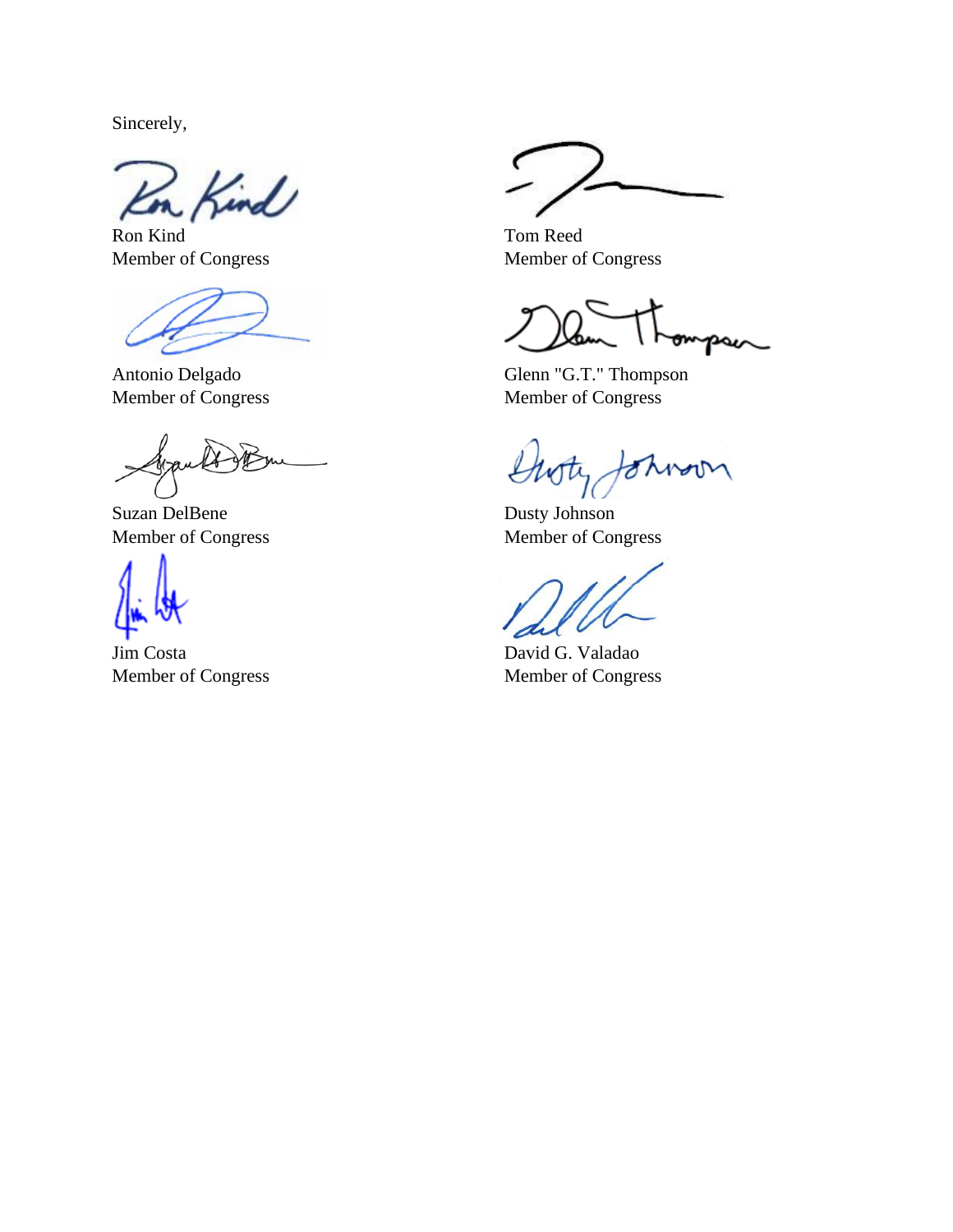Sincerely,

Ron Kind
Member of Congress

Tom Reed
Member of Congress

Antonio Delgado
Member of Congress

Glenn "G.T." Thompson
Member of Congress

Suzan DelBene
Member of Congress

Dusty Johnson
Member of Congress

Jim Costa
Member of Congress

David G. Valadao
Member of Congress